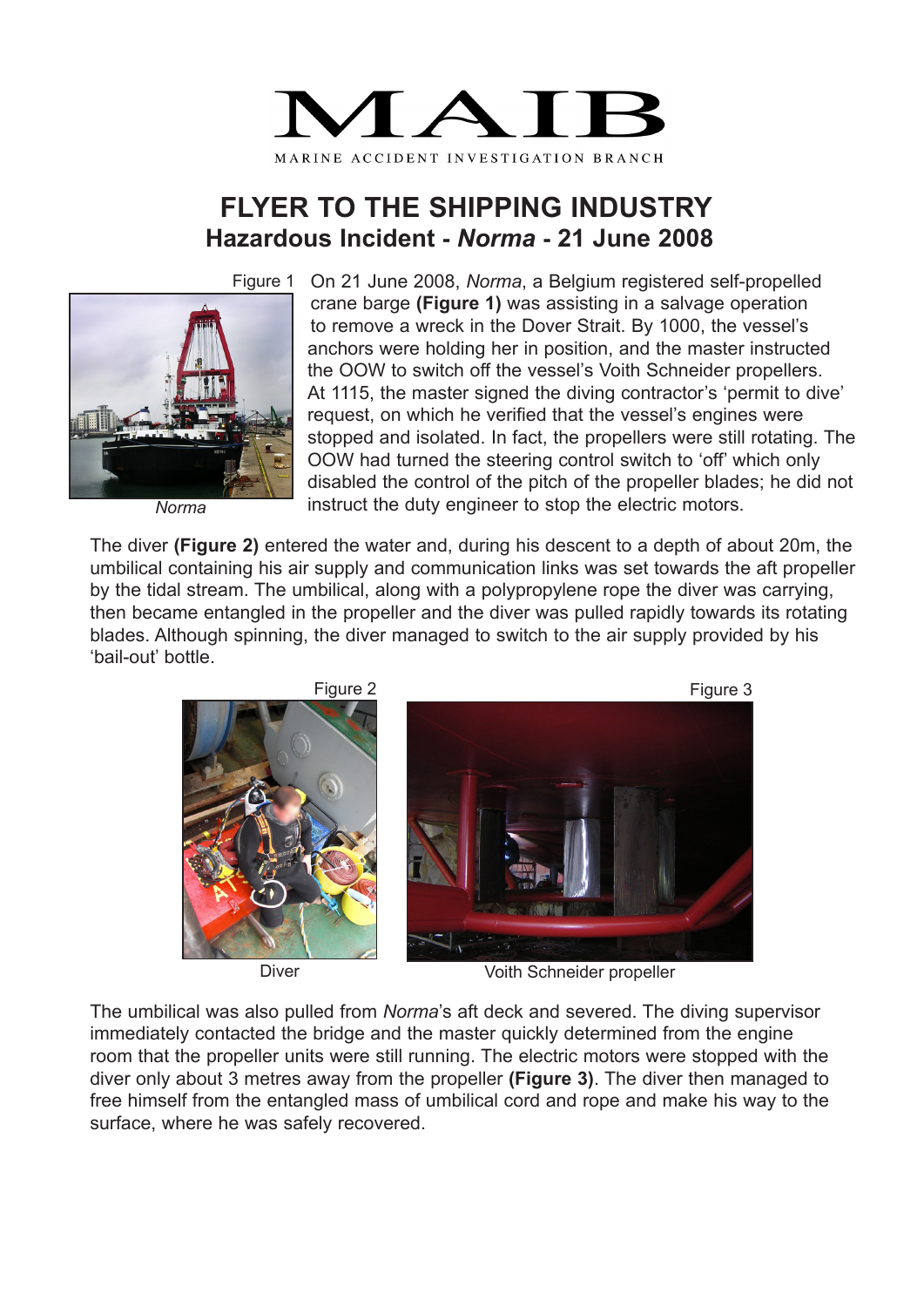# MAIB

MARINE ACCIDENT INVESTIGATION BRANCH

## FLYER TO THE SHIPPING INDUSTRY

## Hazardous Incident - *Norma* - 21 June 2008

Figure 1

*Norma*

On 21 June 2008, *Norma*, a Belgium registered self-propelled crane barge **(Figure 1)** was assisting in a salvage operation to remove a wreck in the Dover Strait. By 1000, the vessel's anchors were holding her in position, and the master instructed the OOW to switch off the vessel's Voith Schneider propellers. At 1115, the master signed the diving contractor's 'permit to dive' request, on which he verified that the vessel's engines were stopped and isolated. In fact, the propellers were still rotating. The OOW had turned the steering control switch to 'off' which only disabled the control of the pitch of the propeller blades; he did not instruct the duty engineer to stop the electric motors.

The diver **(Figure 2)** entered the water and, during his descent to a depth of about 20m, the umbilical containing his air supply and communication links was set towards the aft propeller by the tidal stream. The umbilical, along with a polypropylene rope the diver was carrying, then became entangled in the propeller and the diver was pulled rapidly towards its rotating blades. Although spinning, the diver managed to switch to the air supply provided by his 'bail-out' bottle.

Figure 2

Diver

Figure 3

Voith Schneider propeller

The umbilical was also pulled from *Norma*'s aft deck and severed. The diving supervisor immediately contacted the bridge and the master quickly determined from the engine room that the propeller units were still running. The electric motors were stopped with the diver only about 3 metres away from the propeller **(Figure 3)**. The diver then managed to free himself from the entangled mass of umbilical cord and rope and make his way to the surface, where he was safely recovered.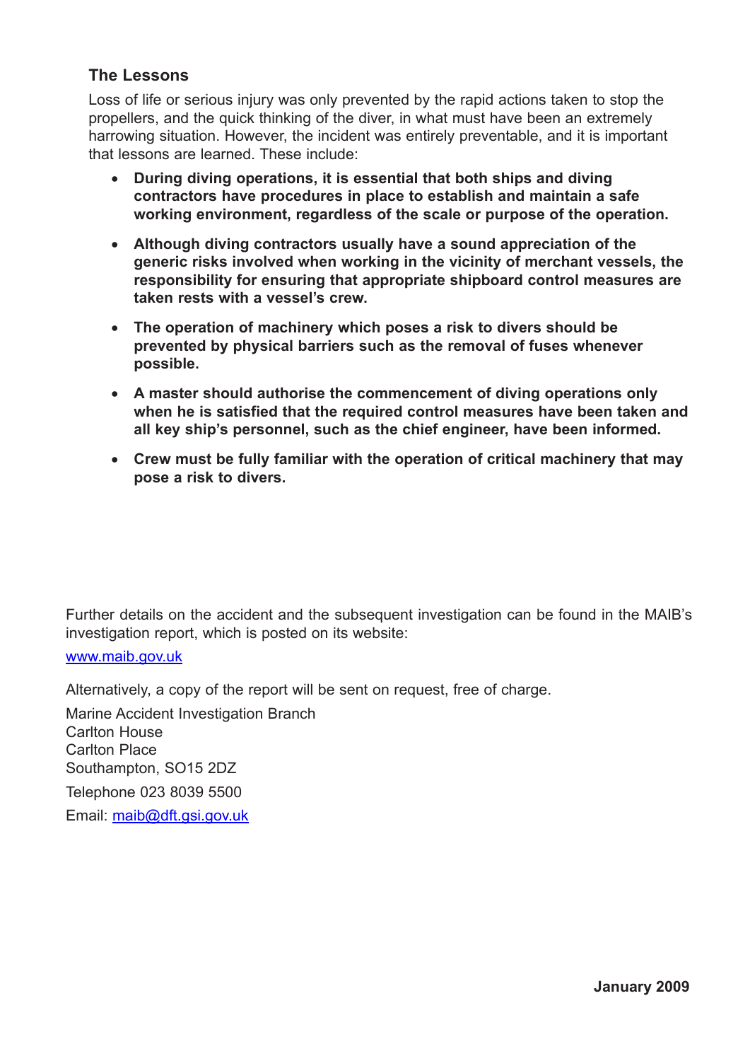## The Lessons

Loss of life or serious injury was only prevented by the rapid actions taken to stop the propellers, and the quick thinking of the diver, in what must have been an extremely harrowing situation. However, the incident was entirely preventable, and it is important that lessons are learned. These include:

- **During diving operations, it is essential that both ships and diving contractors have procedures in place to establish and maintain a safe working environment, regardless of the scale or purpose of the operation.**
- **Although diving contractors usually have a sound appreciation of the generic risks involved when working in the vicinity of merchant vessels, the responsibility for ensuring that appropriate shipboard control measures are taken rests with a vessel's crew.**
- **The operation of machinery which poses a risk to divers should be prevented by physical barriers such as the removal of fuses whenever possible.**
- **A master should authorise the commencement of diving operations only when he is satisfied that the required control measures have been taken and all key ship's personnel, such as the chief engineer, have been informed.**
- **Crew must be fully familiar with the operation of critical machinery that may pose a risk to divers.**

Further details on the accident and the subsequent investigation can be found in the MAIB's investigation report, which is posted on its website:

www.maib.gov.uk

Alternatively, a copy of the report will be sent on request, free of charge.

Marine Accident Investigation Branch
Carlton House
Carlton Place
Southampton, SO15 2DZ

Telephone 023 8039 5500

Email: maib@dft.gsi.gov.uk

**January 2009**